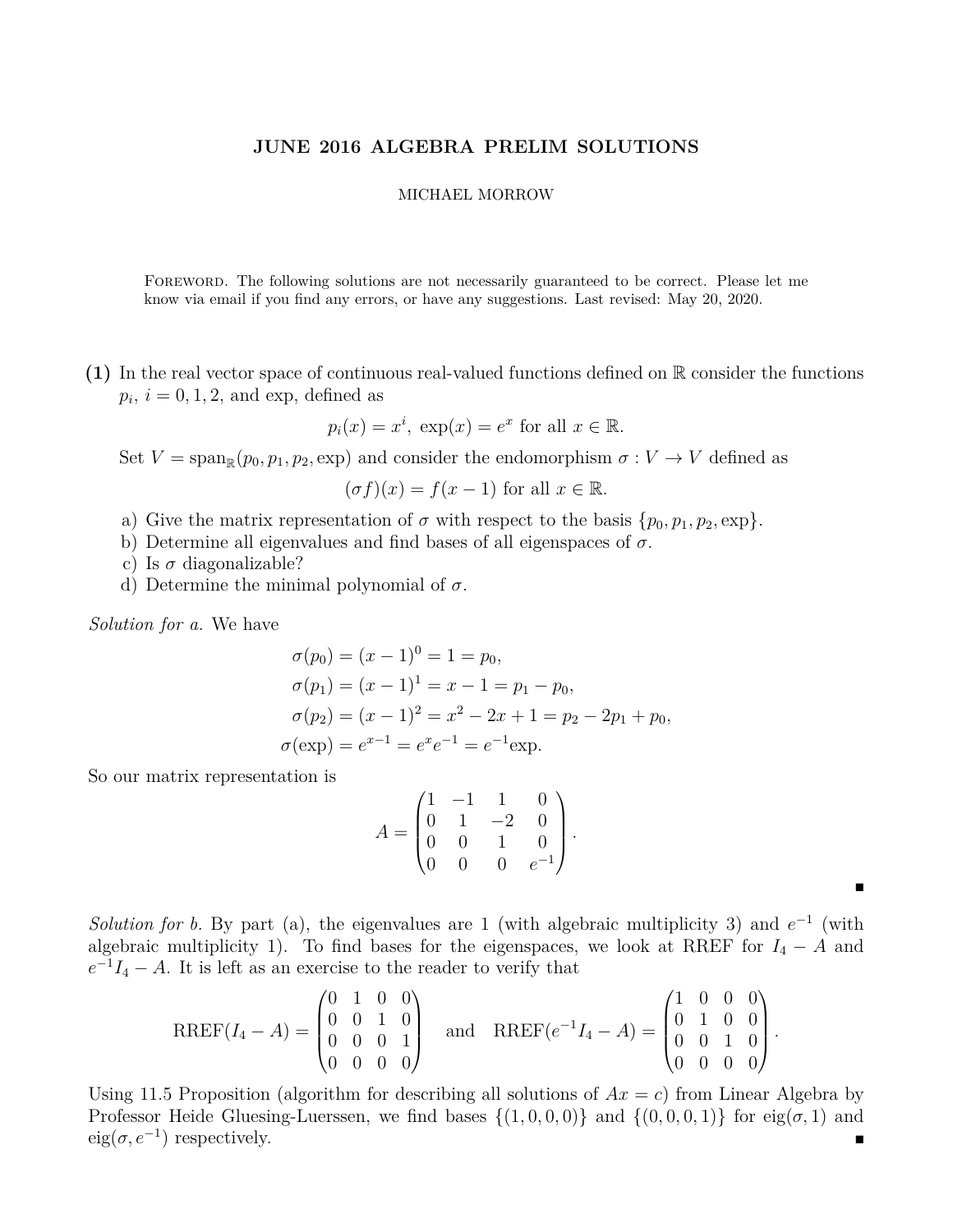# JUNE 2016 ALGEBRA PRELIM SOLUTIONS

MICHAEL MORROW

Foreword. The following solutions are not necessarily guaranteed to be correct. Please let me know via email if you find any errors, or have any suggestions. Last revised: May 20, 2020.

**(1)** In the real vector space of continuous real-valued functions defined on $\mathbb{R}$ consider the functions $p_i$, $i = 0, 1, 2$, and exp, defined as

$$p_i(x) = x^i, \ \exp(x) = e^x \text{ for all } x \in \mathbb{R}.$$

Set $V = \operatorname{span}_{\mathbb{R}}(p_0, p_1, p_2, \exp)$ and consider the endomorphism $\sigma : V \to V$ defined as

$$(\sigma f)(x) = f(x-1) \text{ for all } x \in \mathbb{R}.$$

a) Give the matrix representation of $\sigma$ with respect to the basis $\{p_0, p_1, p_2, \exp\}$.
b) Determine all eigenvalues and find bases of all eigenspaces of $\sigma$.
c) Is $\sigma$ diagonalizable?
d) Determine the minimal polynomial of $\sigma$.

*Solution for a.* We have

$$\begin{aligned}
\sigma(p_0) &= (x-1)^0 = 1 = p_0, \\
\sigma(p_1) &= (x-1)^1 = x - 1 = p_1 - p_0, \\
\sigma(p_2) &= (x-1)^2 = x^2 - 2x + 1 = p_2 - 2p_1 + p_0, \\
\sigma(\exp) &= e^{x-1} = e^x e^{-1} = e^{-1}\exp.
\end{aligned}$$

So our matrix representation is

$$A = \begin{pmatrix} 1 & -1 & 1 & 0 \\ 0 & 1 & -2 & 0 \\ 0 & 0 & 1 & 0 \\ 0 & 0 & 0 & e^{-1} \end{pmatrix}.$$

■

*Solution for b.* By part (a), the eigenvalues are 1 (with algebraic multiplicity 3) and $e^{-1}$ (with algebraic multiplicity 1). To find bases for the eigenspaces, we look at RREF for $I_4 - A$ and $e^{-1}I_4 - A$. It is left as an exercise to the reader to verify that

$$\operatorname{RREF}(I_4 - A) = \begin{pmatrix} 0 & 1 & 0 & 0 \\ 0 & 0 & 1 & 0 \\ 0 & 0 & 0 & 1 \\ 0 & 0 & 0 & 0 \end{pmatrix} \quad \text{and} \quad \operatorname{RREF}(e^{-1}I_4 - A) = \begin{pmatrix} 1 & 0 & 0 & 0 \\ 0 & 1 & 0 & 0 \\ 0 & 0 & 1 & 0 \\ 0 & 0 & 0 & 0 \end{pmatrix}.$$

Using 11.5 Proposition (algorithm for describing all solutions of $Ax = c$) from Linear Algebra by Professor Heide Gluesing-Luerssen, we find bases $\{(1, 0, 0, 0)\}$ and $\{(0, 0, 0, 1)\}$ for $\operatorname{eig}(\sigma, 1)$ and $\operatorname{eig}(\sigma, e^{-1})$ respectively. ■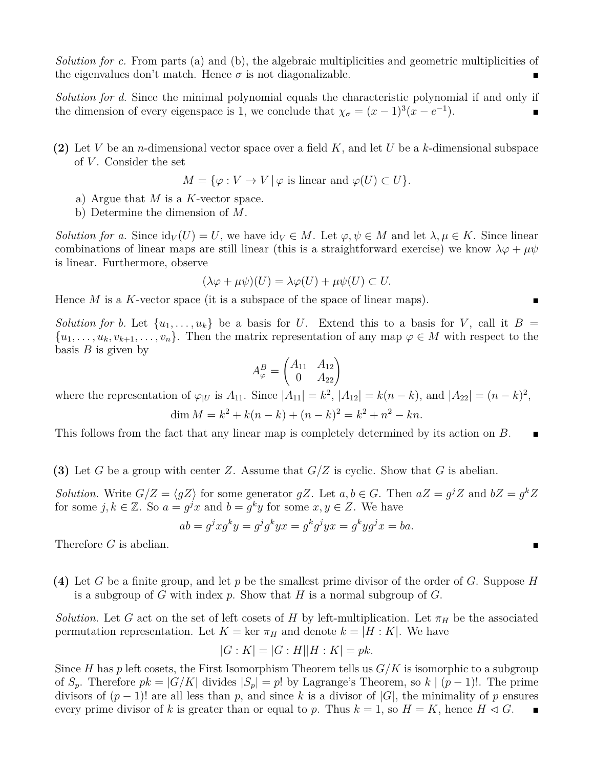*Solution for c.* From parts (a) and (b), the algebraic multiplicities and geometric multiplicities of the eigenvalues don't match. Hence $\sigma$ is not diagonalizable. ∎

*Solution for d.* Since the minimal polynomial equals the characteristic polynomial if and only if the dimension of every eigenspace is 1, we conclude that $\chi_\sigma = (x-1)^3(x-e^{-1})$. ∎

**(2)** Let $V$ be an $n$-dimensional vector space over a field $K$, and let $U$ be a $k$-dimensional subspace of $V$. Consider the set

$$M = \{\varphi : V \to V \mid \varphi \text{ is linear and } \varphi(U) \subset U\}.$$

a) Argue that $M$ is a $K$-vector space.
b) Determine the dimension of $M$.

*Solution for a.* Since $\text{id}_V(U) = U$, we have $\text{id}_V \in M$. Let $\varphi, \psi \in M$ and let $\lambda, \mu \in K$. Since linear combinations of linear maps are still linear (this is a straightforward exercise) we know $\lambda\varphi + \mu\psi$ is linear. Furthermore, observe

$$(\lambda\varphi + \mu\psi)(U) = \lambda\varphi(U) + \mu\psi(U) \subset U.$$

Hence $M$ is a $K$-vector space (it is a subspace of the space of linear maps). ∎

*Solution for b.* Let $\{u_1, \ldots, u_k\}$ be a basis for $U$. Extend this to a basis for $V$, call it $B = \{u_1, \ldots, u_k, v_{k+1}, \ldots, v_n\}$. Then the matrix representation of any map $\varphi \in M$ with respect to the basis $B$ is given by

$$A_\varphi^B = \begin{pmatrix} A_{11} & A_{12} \\ 0 & A_{22} \end{pmatrix}$$

where the representation of $\varphi_{|U}$ is $A_{11}$. Since $|A_{11}| = k^2$, $|A_{12}| = k(n-k)$, and $|A_{22}| = (n-k)^2$,

$$\dim M = k^2 + k(n-k) + (n-k)^2 = k^2 + n^2 - kn.$$

This follows from the fact that any linear map is completely determined by its action on $B$. ∎

**(3)** Let $G$ be a group with center $Z$. Assume that $G/Z$ is cyclic. Show that $G$ is abelian.

*Solution.* Write $G/Z = \langle gZ \rangle$ for some generator $gZ$. Let $a, b \in G$. Then $aZ = g^jZ$ and $bZ = g^kZ$ for some $j, k \in \mathbb{Z}$. So $a = g^jx$ and $b = g^ky$ for some $x, y \in Z$. We have

$$ab = g^jxg^ky = g^jg^kyx = g^kg^jyx = g^kyg^jx = ba.$$

Therefore $G$ is abelian. ∎

**(4)** Let $G$ be a finite group, and let $p$ be the smallest prime divisor of the order of $G$. Suppose $H$ is a subgroup of $G$ with index $p$. Show that $H$ is a normal subgroup of $G$.

*Solution.* Let $G$ act on the set of left cosets of $H$ by left-multiplication. Let $\pi_H$ be the associated permutation representation. Let $K = \ker \pi_H$ and denote $k = |H : K|$. We have

$$|G : K| = |G : H||H : K| = pk.$$

Since $H$ has $p$ left cosets, the First Isomorphism Theorem tells us $G/K$ is isomorphic to a subgroup of $S_p$. Therefore $pk = |G/K|$ divides $|S_p| = p!$ by Lagrange's Theorem, so $k \mid (p-1)!$. The prime divisors of $(p-1)!$ are all less than $p$, and since $k$ is a divisor of $|G|$, the minimality of $p$ ensures every prime divisor of $k$ is greater than or equal to $p$. Thus $k = 1$, so $H = K$, hence $H \lhd G$. ∎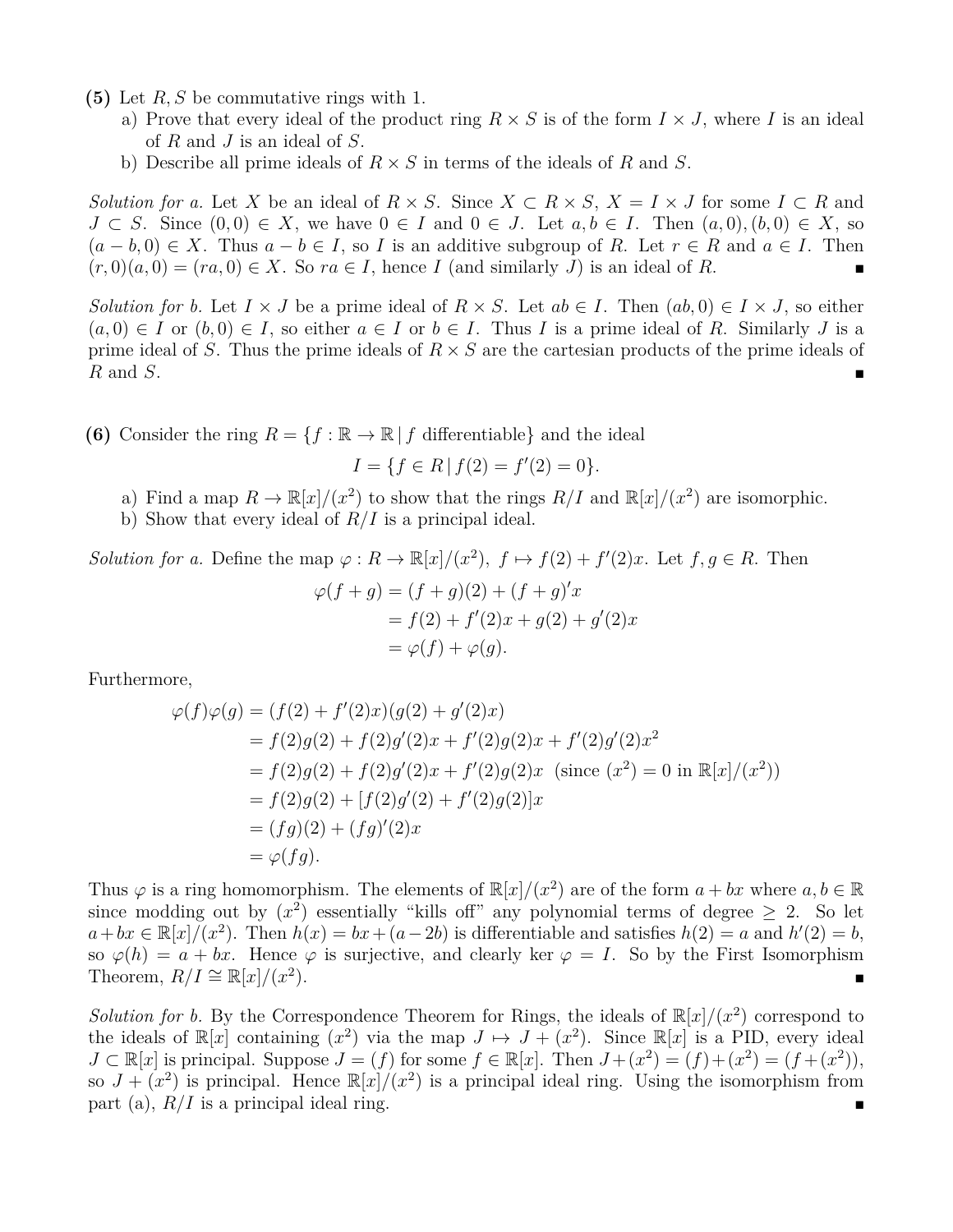**(5)** Let $R, S$ be commutative rings with 1.

a) Prove that every ideal of the product ring $R \times S$ is of the form $I \times J$, where $I$ is an ideal of $R$ and $J$ is an ideal of $S$.

b) Describe all prime ideals of $R \times S$ in terms of the ideals of $R$ and $S$.

*Solution for a.* Let $X$ be an ideal of $R \times S$. Since $X \subset R \times S$, $X = I \times J$ for some $I \subset R$ and $J \subset S$. Since $(0,0) \in X$, we have $0 \in I$ and $0 \in J$. Let $a, b \in I$. Then $(a,0),(b,0) \in X$, so $(a-b,0) \in X$. Thus $a - b \in I$, so $I$ is an additive subgroup of $R$. Let $r \in R$ and $a \in I$. Then $(r,0)(a,0) = (ra,0) \in X$. So $ra \in I$, hence $I$ (and similarly $J$) is an ideal of $R$. ∎

*Solution for b.* Let $I \times J$ be a prime ideal of $R \times S$. Let $ab \in I$. Then $(ab,0) \in I \times J$, so either $(a,0) \in I$ or $(b,0) \in I$, so either $a \in I$ or $b \in I$. Thus $I$ is a prime ideal of $R$. Similarly $J$ is a prime ideal of $S$. Thus the prime ideals of $R \times S$ are the cartesian products of the prime ideals of $R$ and $S$. ∎

**(6)** Consider the ring $R = \{f : \mathbb{R} \to \mathbb{R} \mid f \text{ differentiable}\}$ and the ideal

$$I = \{f \in R \mid f(2) = f'(2) = 0\}.$$

a) Find a map $R \to \mathbb{R}[x]/(x^2)$ to show that the rings $R/I$ and $\mathbb{R}[x]/(x^2)$ are isomorphic.

b) Show that every ideal of $R/I$ is a principal ideal.

*Solution for a.* Define the map $\varphi : R \to \mathbb{R}[x]/(x^2),\ f \mapsto f(2) + f'(2)x$. Let $f, g \in R$. Then

$$\begin{aligned}
\varphi(f+g) &= (f+g)(2) + (f+g)'x \\
&= f(2) + f'(2)x + g(2) + g'(2)x \\
&= \varphi(f) + \varphi(g).
\end{aligned}$$

Furthermore,

$$\begin{aligned}
\varphi(f)\varphi(g) &= (f(2) + f'(2)x)(g(2) + g'(2)x) \\
&= f(2)g(2) + f(2)g'(2)x + f'(2)g(2)x + f'(2)g'(2)x^2 \\
&= f(2)g(2) + f(2)g'(2)x + f'(2)g(2)x \ \ (\text{since } (x^2) = 0 \text{ in } \mathbb{R}[x]/(x^2)) \\
&= f(2)g(2) + [f(2)g'(2) + f'(2)g(2)]x \\
&= (fg)(2) + (fg)'(2)x \\
&= \varphi(fg).
\end{aligned}$$

Thus $\varphi$ is a ring homomorphism. The elements of $\mathbb{R}[x]/(x^2)$ are of the form $a + bx$ where $a, b \in \mathbb{R}$ since modding out by $(x^2)$ essentially "kills off" any polynomial terms of degree $\geq 2$. So let $a + bx \in \mathbb{R}[x]/(x^2)$. Then $h(x) = bx + (a - 2b)$ is differentiable and satisfies $h(2) = a$ and $h'(2) = b$, so $\varphi(h) = a + bx$. Hence $\varphi$ is surjective, and clearly $\ker \varphi = I$. So by the First Isomorphism Theorem, $R/I \cong \mathbb{R}[x]/(x^2)$. ∎

*Solution for b.* By the Correspondence Theorem for Rings, the ideals of $\mathbb{R}[x]/(x^2)$ correspond to the ideals of $\mathbb{R}[x]$ containing $(x^2)$ via the map $J \mapsto J + (x^2)$. Since $\mathbb{R}[x]$ is a PID, every ideal $J \subset \mathbb{R}[x]$ is principal. Suppose $J = (f)$ for some $f \in \mathbb{R}[x]$. Then $J + (x^2) = (f) + (x^2) = (f + (x^2))$, so $J + (x^2)$ is principal. Hence $\mathbb{R}[x]/(x^2)$ is a principal ideal ring. Using the isomorphism from part (a), $R/I$ is a principal ideal ring. ∎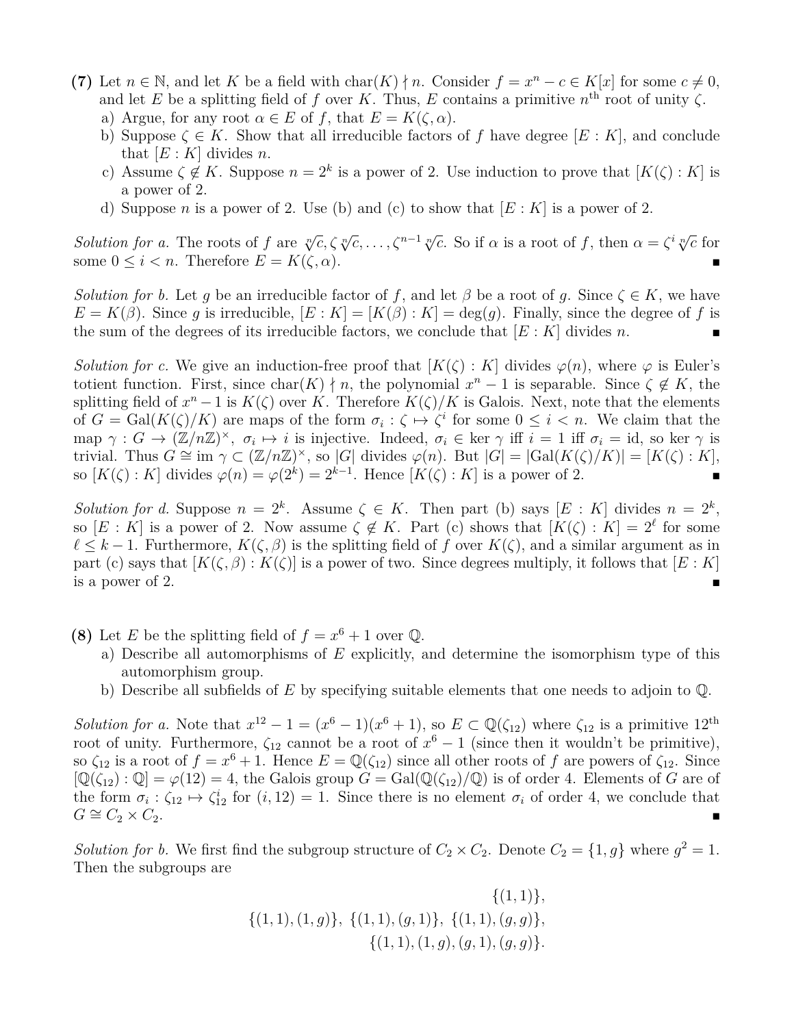**(7)** Let $n \in \mathbb{N}$, and let $K$ be a field with $\text{char}(K) \nmid n$. Consider $f = x^n - c \in K[x]$ for some $c \neq 0$, and let $E$ be a splitting field of $f$ over $K$. Thus, $E$ contains a primitive $n^{\text{th}}$ root of unity $\zeta$.

a) Argue, for any root $\alpha \in E$ of $f$, that $E = K(\zeta, \alpha)$.

b) Suppose $\zeta \in K$. Show that all irreducible factors of $f$ have degree $[E : K]$, and conclude that $[E : K]$ divides $n$.

c) Assume $\zeta \notin K$. Suppose $n = 2^k$ is a power of 2. Use induction to prove that $[K(\zeta) : K]$ is a power of 2.

d) Suppose $n$ is a power of 2. Use (b) and (c) to show that $[E : K]$ is a power of 2.

*Solution for a.* The roots of $f$ are $\sqrt[n]{c}, \zeta\sqrt[n]{c}, \ldots, \zeta^{n-1}\sqrt[n]{c}$. So if $\alpha$ is a root of $f$, then $\alpha = \zeta^i \sqrt[n]{c}$ for some $0 \leq i < n$. Therefore $E = K(\zeta, \alpha)$. ∎

*Solution for b.* Let $g$ be an irreducible factor of $f$, and let $\beta$ be a root of $g$. Since $\zeta \in K$, we have $E = K(\beta)$. Since $g$ is irreducible, $[E : K] = [K(\beta) : K] = \deg(g)$. Finally, since the degree of $f$ is the sum of the degrees of its irreducible factors, we conclude that $[E : K]$ divides $n$. ∎

*Solution for c.* We give an induction-free proof that $[K(\zeta) : K]$ divides $\varphi(n)$, where $\varphi$ is Euler's totient function. First, since $\text{char}(K) \nmid n$, the polynomial $x^n - 1$ is separable. Since $\zeta \notin K$, the splitting field of $x^n - 1$ is $K(\zeta)$ over $K$. Therefore $K(\zeta)/K$ is Galois. Next, note that the elements of $G = \text{Gal}(K(\zeta)/K)$ are maps of the form $\sigma_i : \zeta \mapsto \zeta^i$ for some $0 \leq i < n$. We claim that the map $\gamma : G \to (\mathbb{Z}/n\mathbb{Z})^\times$, $\sigma_i \mapsto i$ is injective. Indeed, $\sigma_i \in \ker \gamma$ iff $i = 1$ iff $\sigma_i = \text{id}$, so $\ker \gamma$ is trivial. Thus $G \cong \text{im}\, \gamma \subset (\mathbb{Z}/n\mathbb{Z})^\times$, so $|G|$ divides $\varphi(n)$. But $|G| = |\text{Gal}(K(\zeta)/K)| = [K(\zeta) : K]$, so $[K(\zeta) : K]$ divides $\varphi(n) = \varphi(2^k) = 2^{k-1}$. Hence $[K(\zeta) : K]$ is a power of 2. ∎

*Solution for d.* Suppose $n = 2^k$. Assume $\zeta \in K$. Then part (b) says $[E : K]$ divides $n = 2^k$, so $[E : K]$ is a power of 2. Now assume $\zeta \notin K$. Part (c) shows that $[K(\zeta) : K] = 2^\ell$ for some $\ell \leq k - 1$. Furthermore, $K(\zeta, \beta)$ is the splitting field of $f$ over $K(\zeta)$, and a similar argument as in part (c) says that $[K(\zeta, \beta) : K(\zeta)]$ is a power of two. Since degrees multiply, it follows that $[E : K]$ is a power of 2. ∎

**(8)** Let $E$ be the splitting field of $f = x^6 + 1$ over $\mathbb{Q}$.

a) Describe all automorphisms of $E$ explicitly, and determine the isomorphism type of this automorphism group.

b) Describe all subfields of $E$ by specifying suitable elements that one needs to adjoin to $\mathbb{Q}$.

*Solution for a.* Note that $x^{12} - 1 = (x^6 - 1)(x^6 + 1)$, so $E \subset \mathbb{Q}(\zeta_{12})$ where $\zeta_{12}$ is a primitive $12^{\text{th}}$ root of unity. Furthermore, $\zeta_{12}$ cannot be a root of $x^6 - 1$ (since then it wouldn't be primitive), so $\zeta_{12}$ is a root of $f = x^6 + 1$. Hence $E = \mathbb{Q}(\zeta_{12})$ since all other roots of $f$ are powers of $\zeta_{12}$. Since $[\mathbb{Q}(\zeta_{12}) : \mathbb{Q}] = \varphi(12) = 4$, the Galois group $G = \text{Gal}(\mathbb{Q}(\zeta_{12})/\mathbb{Q})$ is of order 4. Elements of $G$ are of the form $\sigma_i : \zeta_{12} \mapsto \zeta_{12}^i$ for $(i, 12) = 1$. Since there is no element $\sigma_i$ of order 4, we conclude that $G \cong C_2 \times C_2$. ∎

*Solution for b.* We first find the subgroup structure of $C_2 \times C_2$. Denote $C_2 = \{1, g\}$ where $g^2 = 1$. Then the subgroups are

$$\{(1,1)\},$$
$$\{(1,1),(1,g)\},\ \{(1,1),(g,1)\},\ \{(1,1),(g,g)\},$$
$$\{(1,1),(1,g),(g,1),(g,g)\}.$$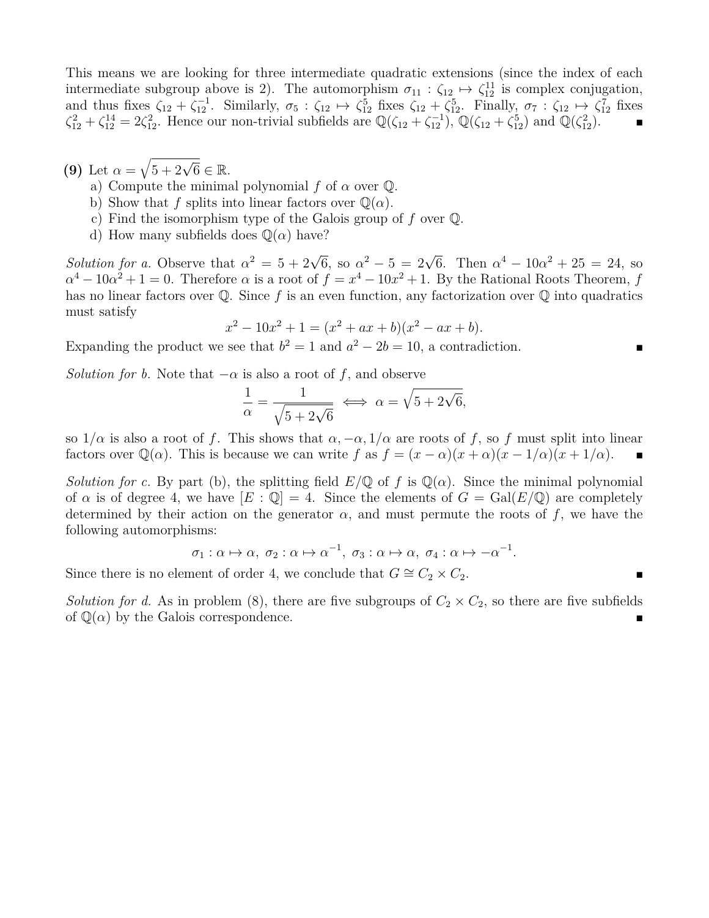This means we are looking for three intermediate quadratic extensions (since the index of each intermediate subgroup above is 2). The automorphism $\sigma_{11} : \zeta_{12} \mapsto \zeta_{12}^{11}$ is complex conjugation, and thus fixes $\zeta_{12} + \zeta_{12}^{-1}$. Similarly, $\sigma_5 : \zeta_{12} \mapsto \zeta_{12}^5$ fixes $\zeta_{12} + \zeta_{12}^5$. Finally, $\sigma_7 : \zeta_{12} \mapsto \zeta_{12}^7$ fixes $\zeta_{12}^2 + \zeta_{12}^{14} = 2\zeta_{12}^2$. Hence our non-trivial subfields are $\mathbb{Q}(\zeta_{12} + \zeta_{12}^{-1})$, $\mathbb{Q}(\zeta_{12} + \zeta_{12}^5)$ and $\mathbb{Q}(\zeta_{12}^2)$. ■

**(9)** Let $\alpha = \sqrt{5 + 2\sqrt{6}} \in \mathbb{R}$.

a) Compute the minimal polynomial $f$ of $\alpha$ over $\mathbb{Q}$.
b) Show that $f$ splits into linear factors over $\mathbb{Q}(\alpha)$.
c) Find the isomorphism type of the Galois group of $f$ over $\mathbb{Q}$.
d) How many subfields does $\mathbb{Q}(\alpha)$ have?

*Solution for a.* Observe that $\alpha^2 = 5 + 2\sqrt{6}$, so $\alpha^2 - 5 = 2\sqrt{6}$. Then $\alpha^4 - 10\alpha^2 + 25 = 24$, so $\alpha^4 - 10\alpha^2 + 1 = 0$. Therefore $\alpha$ is a root of $f = x^4 - 10x^2 + 1$. By the Rational Roots Theorem, $f$ has no linear factors over $\mathbb{Q}$. Since $f$ is an even function, any factorization over $\mathbb{Q}$ into quadratics must satisfy

$$x^2 - 10x^2 + 1 = (x^2 + ax + b)(x^2 - ax + b).$$

Expanding the product we see that $b^2 = 1$ and $a^2 - 2b = 10$, a contradiction. ■

*Solution for b.* Note that $-\alpha$ is also a root of $f$, and observe

$$\frac{1}{\alpha} = \frac{1}{\sqrt{5 + 2\sqrt{6}}} \iff \alpha = \sqrt{5 + 2\sqrt{6}},$$

so $1/\alpha$ is also a root of $f$. This shows that $\alpha, -\alpha, 1/\alpha$ are roots of $f$, so $f$ must split into linear factors over $\mathbb{Q}(\alpha)$. This is because we can write $f$ as $f = (x - \alpha)(x + \alpha)(x - 1/\alpha)(x + 1/\alpha)$. ■

*Solution for c.* By part (b), the splitting field $E/\mathbb{Q}$ of $f$ is $\mathbb{Q}(\alpha)$. Since the minimal polynomial of $\alpha$ is of degree 4, we have $[E : \mathbb{Q}] = 4$. Since the elements of $G = \mathrm{Gal}(E/\mathbb{Q})$ are completely determined by their action on the generator $\alpha$, and must permute the roots of $f$, we have the following automorphisms:

$$\sigma_1 : \alpha \mapsto \alpha,\ \sigma_2 : \alpha \mapsto \alpha^{-1},\ \sigma_3 : \alpha \mapsto \alpha,\ \sigma_4 : \alpha \mapsto -\alpha^{-1}.$$

Since there is no element of order 4, we conclude that $G \cong C_2 \times C_2$. ■

*Solution for d.* As in problem (8), there are five subgroups of $C_2 \times C_2$, so there are five subfields of $\mathbb{Q}(\alpha)$ by the Galois correspondence. ■